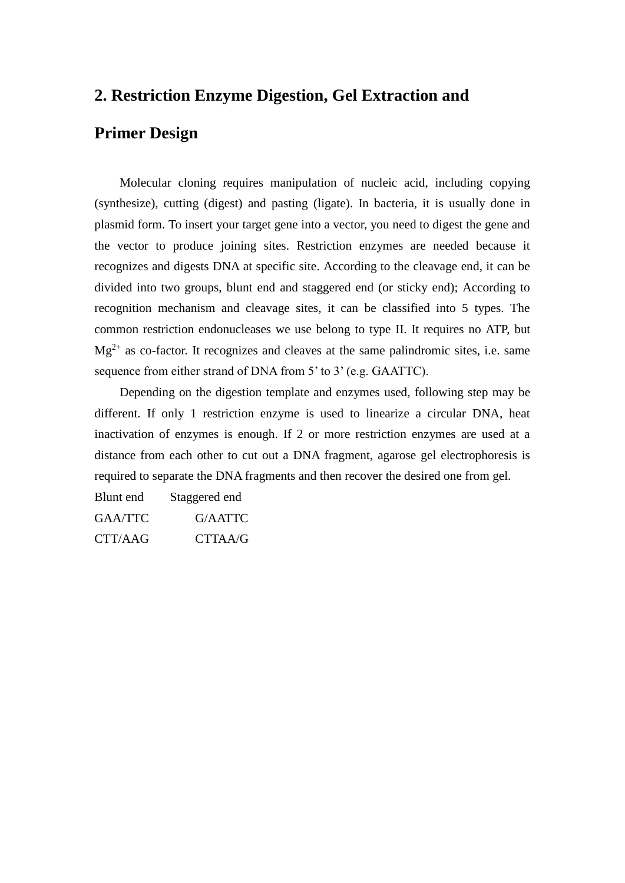# 2. Restriction Enzyme Digestion, Gel Extraction and Primer Design

Molecular cloning requires manipulation of nucleic acid, including copying (synthesize), cutting (digest) and pasting (ligate). In bacteria, it is usually done in plasmid form. To insert your target gene into a vector, you need to digest the gene and the vector to produce joining sites. Restriction enzymes are needed because it recognizes and digests DNA at specific site. According to the cleavage end, it can be divided into two groups, blunt end and staggered end (or sticky end); According to recognition mechanism and cleavage sites, it can be classified into 5 types. The common restriction endonucleases we use belong to type II. It requires no ATP, but $Mg^{2+}$ as co-factor. It recognizes and cleaves at the same palindromic sites, i.e. same sequence from either strand of DNA from 5' to 3' (e.g. GAATTC).

Depending on the digestion template and enzymes used, following step may be different. If only 1 restriction enzyme is used to linearize a circular DNA, heat inactivation of enzymes is enough. If 2 or more restriction enzymes are used at a distance from each other to cut out a DNA fragment, agarose gel electrophoresis is required to separate the DNA fragments and then recover the desired one from gel.

| Blunt end | Staggered end |
|---|---|
| GAA/TTC | G/AATTC |
| CTT/AAG | CTTAA/G |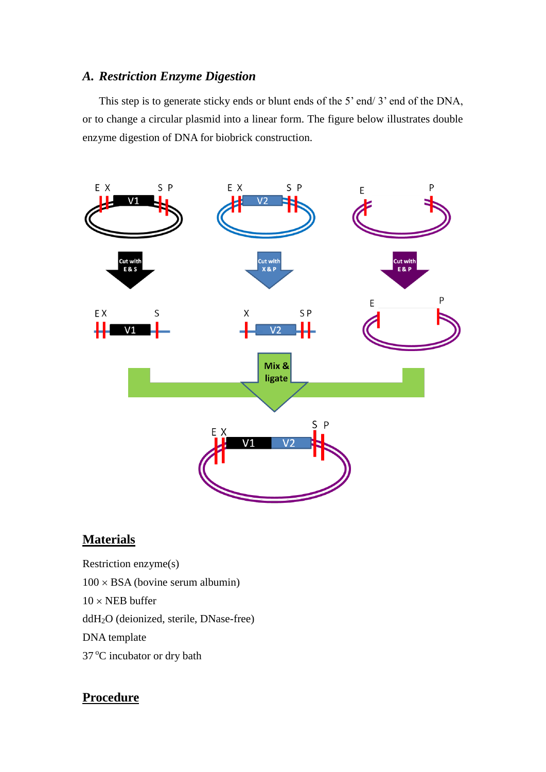### *A. Restriction Enzyme Digestion*

This step is to generate sticky ends or blunt ends of the 5' end/ 3' end of the DNA, or to change a circular plasmid into a linear form. The figure below illustrates double enzyme digestion of DNA for biobrick construction.

## Materials

Restriction enzyme(s)

100 × BSA (bovine serum albumin)

10 × NEB buffer

$ddH_2O$ (deionized, sterile, DNase-free)

DNA template

37 °C incubator or dry bath

## Procedure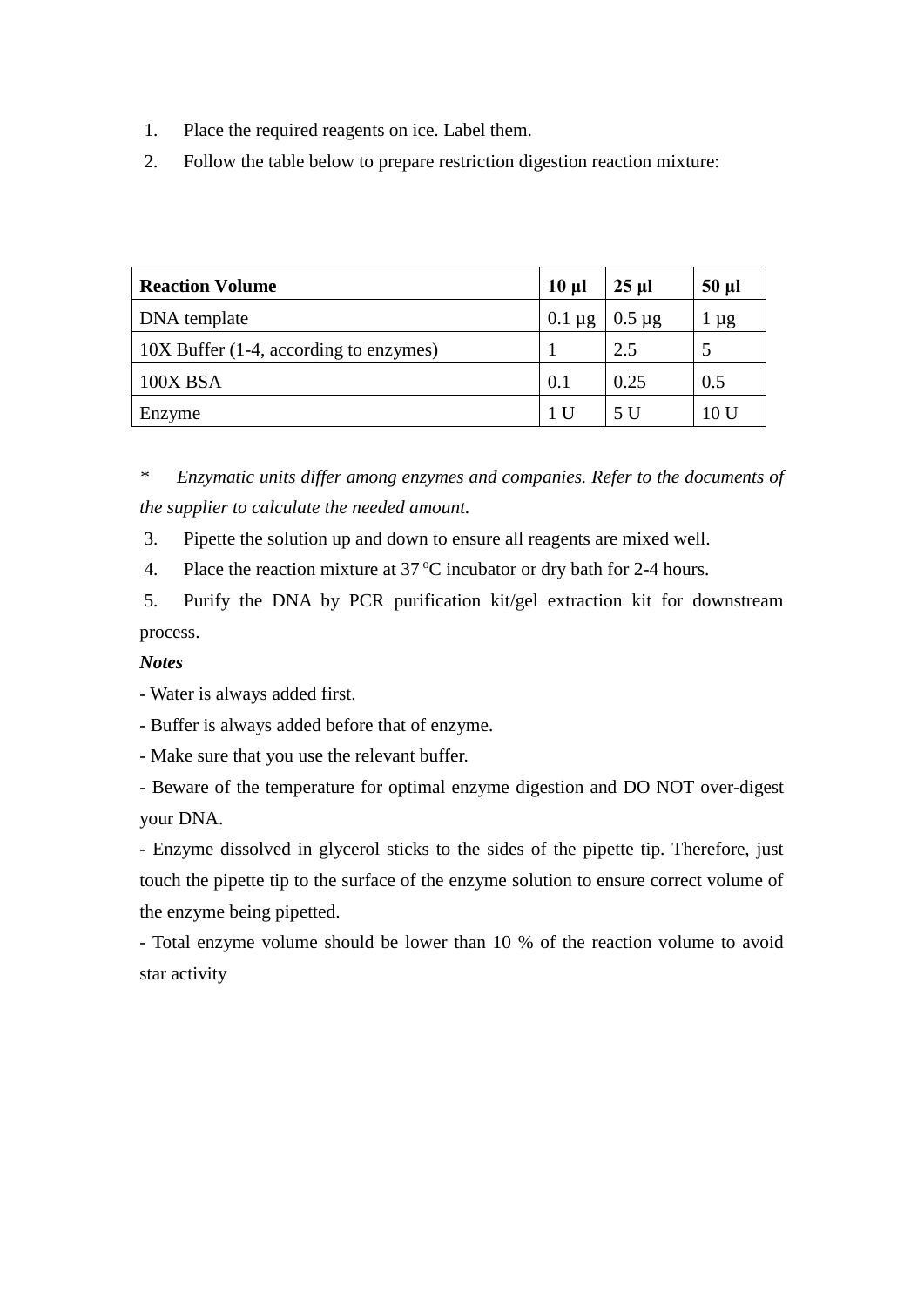1. Place the required reagents on ice. Label them.
2. Follow the table below to prepare restriction digestion reaction mixture:

| **Reaction Volume** | **10 µl** | **25 µl** | **50 µl** |
|---|---|---|---|
| DNA template | 0.1 µg | 0.5 µg | 1 µg |
| 10X Buffer (1-4, according to enzymes) | 1 | 2.5 | 5 |
| 100X BSA | 0.1 | 0.25 | 0.5 |
| Enzyme | 1 U | 5 U | 10 U |

\* *Enzymatic units differ among enzymes and companies. Refer to the documents of the supplier to calculate the needed amount.*

3. Pipette the solution up and down to ensure all reagents are mixed well.
4. Place the reaction mixture at 37 ºC incubator or dry bath for 2-4 hours.
5. Purify the DNA by PCR purification kit/gel extraction kit for downstream process.

***Notes***

- Water is always added first.
- Buffer is always added before that of enzyme.
- Make sure that you use the relevant buffer.
- Beware of the temperature for optimal enzyme digestion and DO NOT over-digest your DNA.
- Enzyme dissolved in glycerol sticks to the sides of the pipette tip. Therefore, just touch the pipette tip to the surface of the enzyme solution to ensure correct volume of the enzyme being pipetted.
- Total enzyme volume should be lower than 10 % of the reaction volume to avoid star activity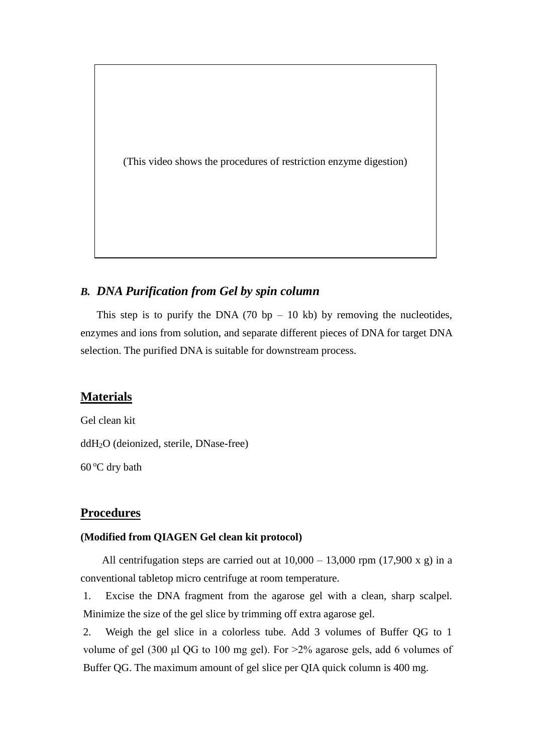(This video shows the procedures of restriction enzyme digestion)

### *B. DNA Purification from Gel by spin column*

This step is to purify the DNA (70 bp – 10 kb) by removing the nucleotides, enzymes and ions from solution, and separate different pieces of DNA for target DNA selection. The purified DNA is suitable for downstream process.

## Materials

Gel clean kit

dd$H_2O$ (deionized, sterile, DNase-free)

60 $^oC$ dry bath

## Procedures

**(Modified from QIAGEN Gel clean kit protocol)**

All centrifugation steps are carried out at 10,000 – 13,000 rpm (17,900 x g) in a conventional tabletop micro centrifuge at room temperature.

1. Excise the DNA fragment from the agarose gel with a clean, sharp scalpel. Minimize the size of the gel slice by trimming off extra agarose gel.
2. Weigh the gel slice in a colorless tube. Add 3 volumes of Buffer QG to 1 volume of gel (300 μl QG to 100 mg gel). For >2% agarose gels, add 6 volumes of Buffer QG. The maximum amount of gel slice per QIA quick column is 400 mg.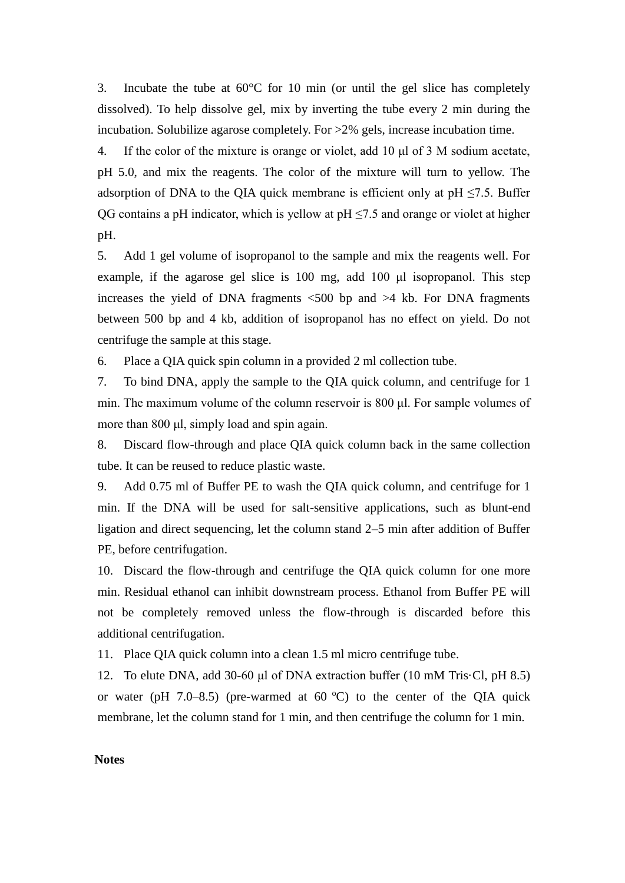3. Incubate the tube at 60°C for 10 min (or until the gel slice has completely dissolved). To help dissolve gel, mix by inverting the tube every 2 min during the incubation. Solubilize agarose completely. For >2% gels, increase incubation time.

4. If the color of the mixture is orange or violet, add 10 μl of 3 M sodium acetate, pH 5.0, and mix the reagents. The color of the mixture will turn to yellow. The adsorption of DNA to the QIA quick membrane is efficient only at pH ≤7.5. Buffer QG contains a pH indicator, which is yellow at pH ≤7.5 and orange or violet at higher pH.

5. Add 1 gel volume of isopropanol to the sample and mix the reagents well. For example, if the agarose gel slice is 100 mg, add 100 μl isopropanol. This step increases the yield of DNA fragments <500 bp and >4 kb. For DNA fragments between 500 bp and 4 kb, addition of isopropanol has no effect on yield. Do not centrifuge the sample at this stage.

6. Place a QIA quick spin column in a provided 2 ml collection tube.

7. To bind DNA, apply the sample to the QIA quick column, and centrifuge for 1 min. The maximum volume of the column reservoir is 800 μl. For sample volumes of more than 800 μl, simply load and spin again.

8. Discard flow-through and place QIA quick column back in the same collection tube. It can be reused to reduce plastic waste.

9. Add 0.75 ml of Buffer PE to wash the QIA quick column, and centrifuge for 1 min. If the DNA will be used for salt-sensitive applications, such as blunt-end ligation and direct sequencing, let the column stand 2–5 min after addition of Buffer PE, before centrifugation.

10. Discard the flow-through and centrifuge the QIA quick column for one more min. Residual ethanol can inhibit downstream process. Ethanol from Buffer PE will not be completely removed unless the flow-through is discarded before this additional centrifugation.

11. Place QIA quick column into a clean 1.5 ml micro centrifuge tube.

12. To elute DNA, add 30-60 μl of DNA extraction buffer (10 mM Tris·Cl, pH 8.5) or water (pH 7.0–8.5) (pre-warmed at 60 ºC) to the center of the QIA quick membrane, let the column stand for 1 min, and then centrifuge the column for 1 min.

**Notes**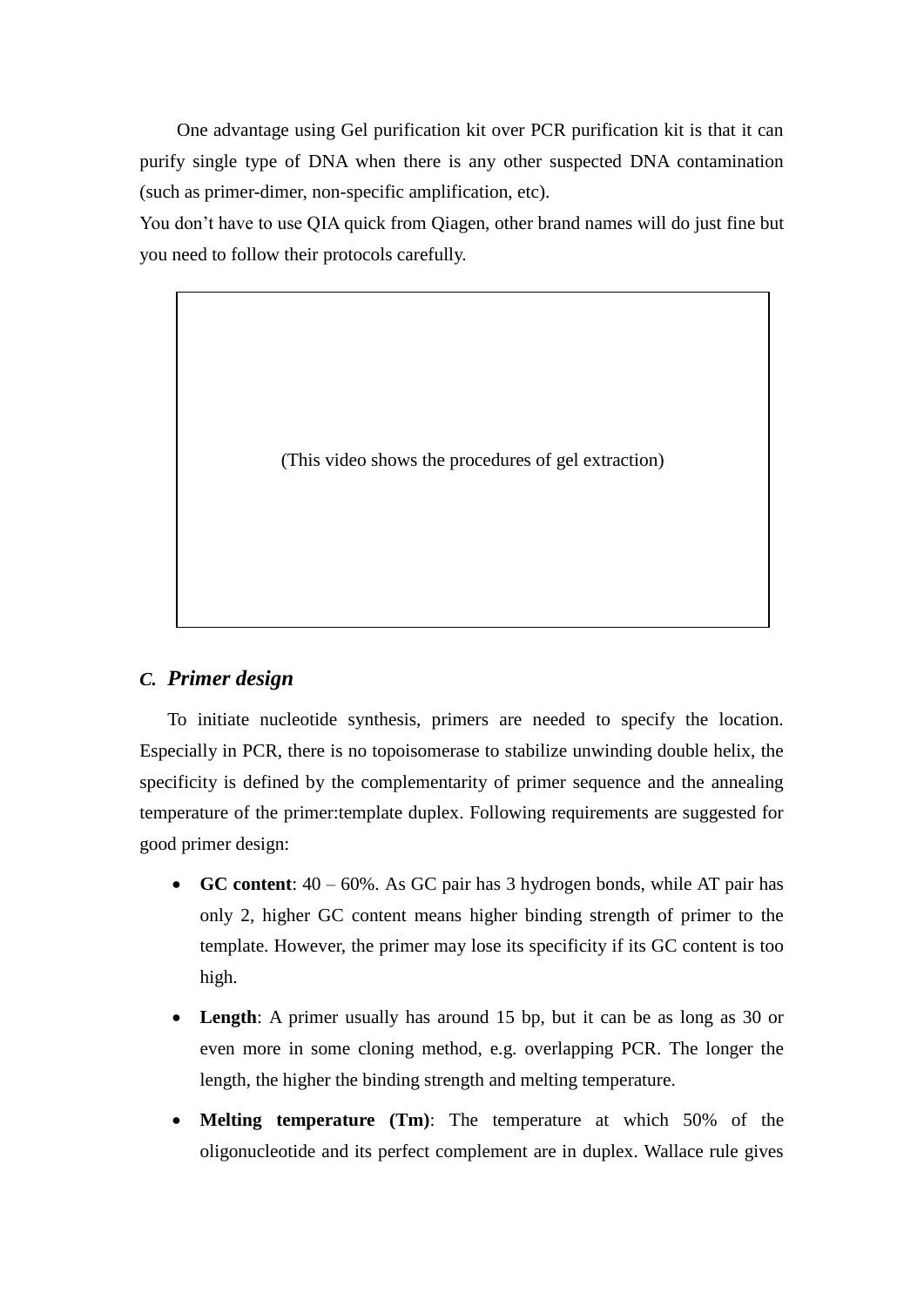One advantage using Gel purification kit over PCR purification kit is that it can purify single type of DNA when there is any other suspected DNA contamination (such as primer-dimer, non-specific amplification, etc).

You don't have to use QIA quick from Qiagen, other brand names will do just fine but you need to follow their protocols carefully.

(This video shows the procedures of gel extraction)

### *C. Primer design*

To initiate nucleotide synthesis, primers are needed to specify the location. Especially in PCR, there is no topoisomerase to stabilize unwinding double helix, the specificity is defined by the complementarity of primer sequence and the annealing temperature of the primer:template duplex. Following requirements are suggested for good primer design:

- **GC content**: 40 – 60%. As GC pair has 3 hydrogen bonds, while AT pair has only 2, higher GC content means higher binding strength of primer to the template. However, the primer may lose its specificity if its GC content is too high.
- **Length**: A primer usually has around 15 bp, but it can be as long as 30 or even more in some cloning method, e.g. overlapping PCR. The longer the length, the higher the binding strength and melting temperature.
- **Melting temperature (Tm)**: The temperature at which 50% of the oligonucleotide and its perfect complement are in duplex. Wallace rule gives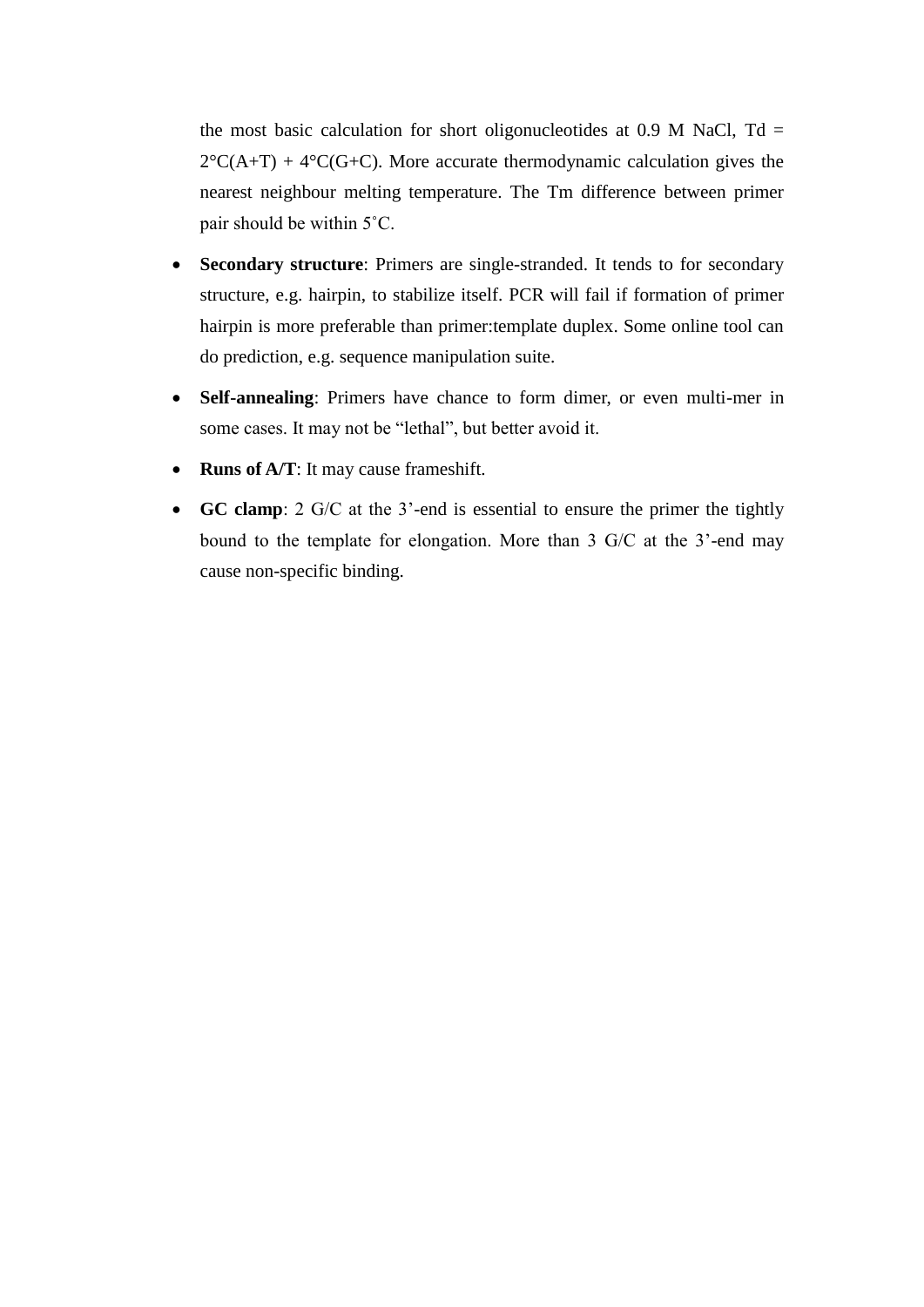the most basic calculation for short oligonucleotides at 0.9 M NaCl, Td = 2°C(A+T) + 4°C(G+C). More accurate thermodynamic calculation gives the nearest neighbour melting temperature. The Tm difference between primer pair should be within 5˚C.

- **Secondary structure**: Primers are single-stranded. It tends to for secondary structure, e.g. hairpin, to stabilize itself. PCR will fail if formation of primer hairpin is more preferable than primer:template duplex. Some online tool can do prediction, e.g. sequence manipulation suite.
- **Self-annealing**: Primers have chance to form dimer, or even multi-mer in some cases. It may not be "lethal", but better avoid it.
- **Runs of A/T**: It may cause frameshift.
- **GC clamp**: 2 G/C at the 3'-end is essential to ensure the primer the tightly bound to the template for elongation. More than 3 G/C at the 3'-end may cause non-specific binding.